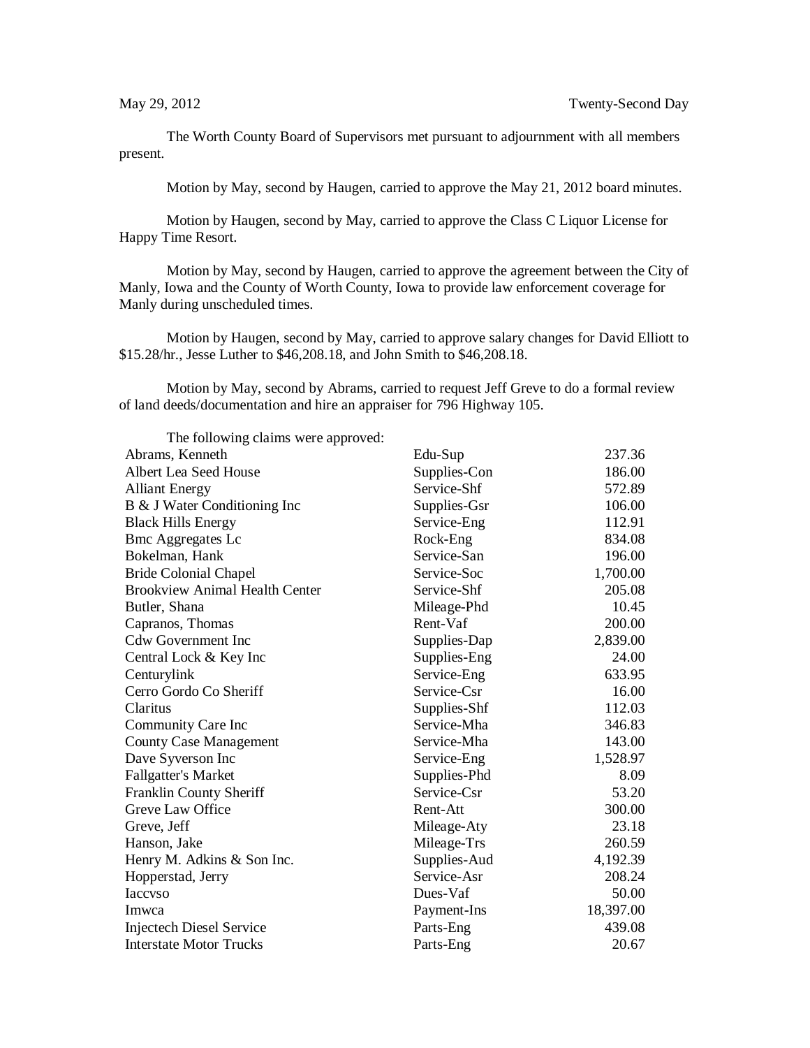May 29, 2012 Twenty-Second Day

The Worth County Board of Supervisors met pursuant to adjournment with all members present.

Motion by May, second by Haugen, carried to approve the May 21, 2012 board minutes.

Motion by Haugen, second by May, carried to approve the Class C Liquor License for Happy Time Resort.

Motion by May, second by Haugen, carried to approve the agreement between the City of Manly, Iowa and the County of Worth County, Iowa to provide law enforcement coverage for Manly during unscheduled times.

Motion by Haugen, second by May, carried to approve salary changes for David Elliott to $15.28/hr., Jesse Luther to $46,208.18, and John Smith to $46,208.18.

Motion by May, second by Abrams, carried to request Jeff Greve to do a formal review of land deeds/documentation and hire an appraiser for 796 Highway 105.

The following claims were approved:

| | | |
|---|---|---|
| Abrams, Kenneth | Edu-Sup | 237.36 |
| Albert Lea Seed House | Supplies-Con | 186.00 |
| Alliant Energy | Service-Shf | 572.89 |
| B & J Water Conditioning Inc | Supplies-Gsr | 106.00 |
| Black Hills Energy | Service-Eng | 112.91 |
| Bmc Aggregates Lc | Rock-Eng | 834.08 |
| Bokelman, Hank | Service-San | 196.00 |
| Bride Colonial Chapel | Service-Soc | 1,700.00 |
| Brookview Animal Health Center | Service-Shf | 205.08 |
| Butler, Shana | Mileage-Phd | 10.45 |
| Capranos, Thomas | Rent-Vaf | 200.00 |
| Cdw Government Inc | Supplies-Dap | 2,839.00 |
| Central Lock & Key Inc | Supplies-Eng | 24.00 |
| Centurylink | Service-Eng | 633.95 |
| Cerro Gordo Co Sheriff | Service-Csr | 16.00 |
| Claritus | Supplies-Shf | 112.03 |
| Community Care Inc | Service-Mha | 346.83 |
| County Case Management | Service-Mha | 143.00 |
| Dave Syverson Inc | Service-Eng | 1,528.97 |
| Fallgatter's Market | Supplies-Phd | 8.09 |
| Franklin County Sheriff | Service-Csr | 53.20 |
| Greve Law Office | Rent-Att | 300.00 |
| Greve, Jeff | Mileage-Aty | 23.18 |
| Hanson, Jake | Mileage-Trs | 260.59 |
| Henry M. Adkins & Son Inc. | Supplies-Aud | 4,192.39 |
| Hopperstad, Jerry | Service-Asr | 208.24 |
| Iaccvso | Dues-Vaf | 50.00 |
| Imwca | Payment-Ins | 18,397.00 |
| Injectech Diesel Service | Parts-Eng | 439.08 |
| Interstate Motor Trucks | Parts-Eng | 20.67 |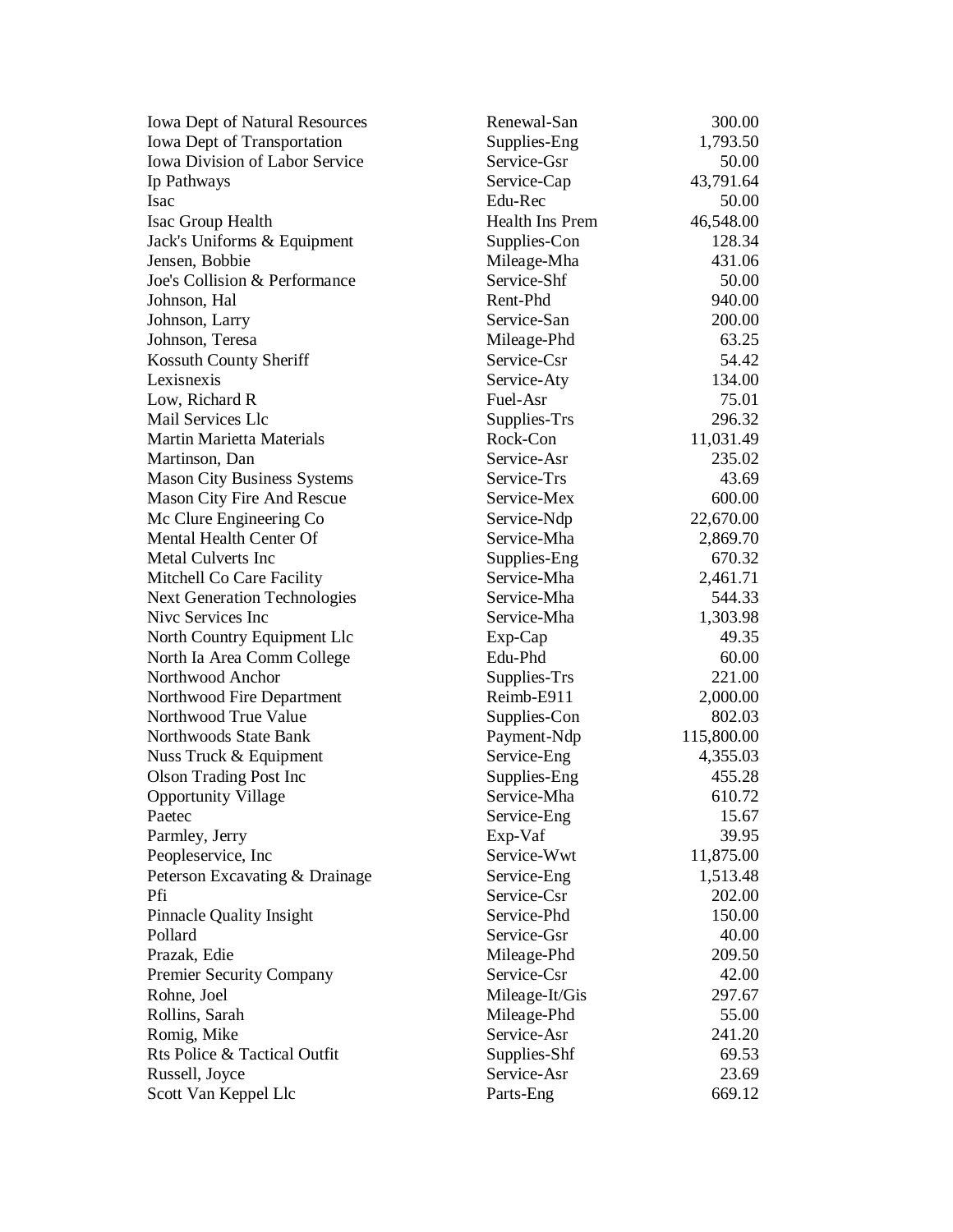| | | |
|---|---|---|
| Iowa Dept of Natural Resources | Renewal-San | 300.00 |
| Iowa Dept of Transportation | Supplies-Eng | 1,793.50 |
| Iowa Division of Labor Service | Service-Gsr | 50.00 |
| Ip Pathways | Service-Cap | 43,791.64 |
| Isac | Edu-Rec | 50.00 |
| Isac Group Health | Health Ins Prem | 46,548.00 |
| Jack's Uniforms & Equipment | Supplies-Con | 128.34 |
| Jensen, Bobbie | Mileage-Mha | 431.06 |
| Joe's Collision & Performance | Service-Shf | 50.00 |
| Johnson, Hal | Rent-Phd | 940.00 |
| Johnson, Larry | Service-San | 200.00 |
| Johnson, Teresa | Mileage-Phd | 63.25 |
| Kossuth County Sheriff | Service-Csr | 54.42 |
| Lexisnexis | Service-Aty | 134.00 |
| Low, Richard R | Fuel-Asr | 75.01 |
| Mail Services Llc | Supplies-Trs | 296.32 |
| Martin Marietta Materials | Rock-Con | 11,031.49 |
| Martinson, Dan | Service-Asr | 235.02 |
| Mason City Business Systems | Service-Trs | 43.69 |
| Mason City Fire And Rescue | Service-Mex | 600.00 |
| Mc Clure Engineering Co | Service-Ndp | 22,670.00 |
| Mental Health Center Of | Service-Mha | 2,869.70 |
| Metal Culverts Inc | Supplies-Eng | 670.32 |
| Mitchell Co Care Facility | Service-Mha | 2,461.71 |
| Next Generation Technologies | Service-Mha | 544.33 |
| Nivc Services Inc | Service-Mha | 1,303.98 |
| North Country Equipment Llc | Exp-Cap | 49.35 |
| North Ia Area Comm College | Edu-Phd | 60.00 |
| Northwood Anchor | Supplies-Trs | 221.00 |
| Northwood Fire Department | Reimb-E911 | 2,000.00 |
| Northwood True Value | Supplies-Con | 802.03 |
| Northwoods State Bank | Payment-Ndp | 115,800.00 |
| Nuss Truck & Equipment | Service-Eng | 4,355.03 |
| Olson Trading Post Inc | Supplies-Eng | 455.28 |
| Opportunity Village | Service-Mha | 610.72 |
| Paetec | Service-Eng | 15.67 |
| Parmley, Jerry | Exp-Vaf | 39.95 |
| Peopleservice, Inc | Service-Wwt | 11,875.00 |
| Peterson Excavating & Drainage | Service-Eng | 1,513.48 |
| Pfi | Service-Csr | 202.00 |
| Pinnacle Quality Insight | Service-Phd | 150.00 |
| Pollard | Service-Gsr | 40.00 |
| Prazak, Edie | Mileage-Phd | 209.50 |
| Premier Security Company | Service-Csr | 42.00 |
| Rohne, Joel | Mileage-It/Gis | 297.67 |
| Rollins, Sarah | Mileage-Phd | 55.00 |
| Romig, Mike | Service-Asr | 241.20 |
| Rts Police & Tactical Outfit | Supplies-Shf | 69.53 |
| Russell, Joyce | Service-Asr | 23.69 |
| Scott Van Keppel Llc | Parts-Eng | 669.12 |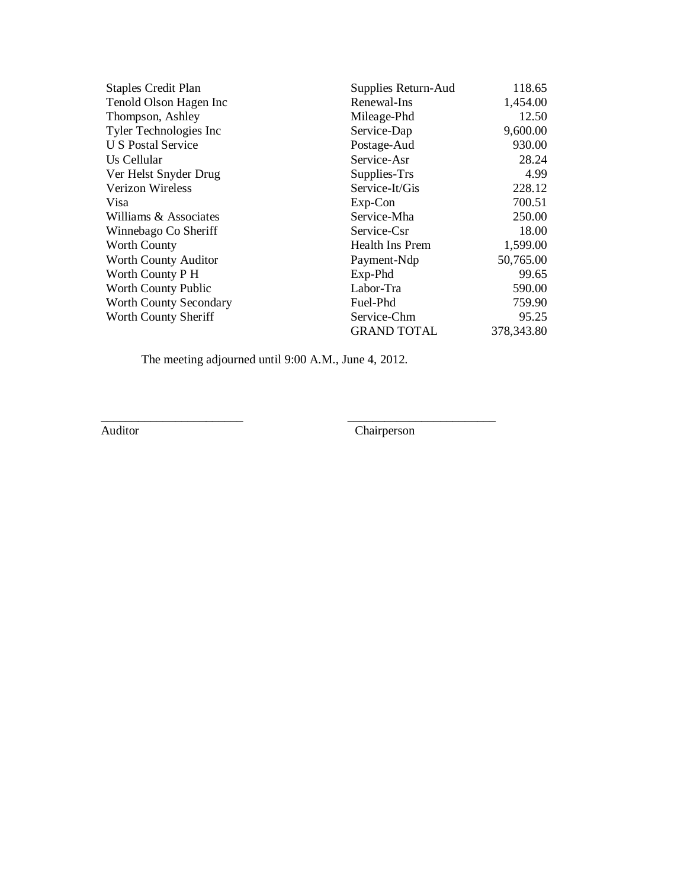| | | |
|---|---|---|
| Staples Credit Plan | Supplies Return-Aud | 118.65 |
| Tenold Olson Hagen Inc | Renewal-Ins | 1,454.00 |
| Thompson, Ashley | Mileage-Phd | 12.50 |
| Tyler Technologies Inc | Service-Dap | 9,600.00 |
| U S Postal Service | Postage-Aud | 930.00 |
| Us Cellular | Service-Asr | 28.24 |
| Ver Helst Snyder Drug | Supplies-Trs | 4.99 |
| Verizon Wireless | Service-It/Gis | 228.12 |
| Visa | Exp-Con | 700.51 |
| Williams & Associates | Service-Mha | 250.00 |
| Winnebago Co Sheriff | Service-Csr | 18.00 |
| Worth County | Health Ins Prem | 1,599.00 |
| Worth County Auditor | Payment-Ndp | 50,765.00 |
| Worth County P H | Exp-Phd | 99.65 |
| Worth County Public | Labor-Tra | 590.00 |
| Worth County Secondary | Fuel-Phd | 759.90 |
| Worth County Sheriff | Service-Chm | 95.25 |
| | GRAND TOTAL | 378,343.80 |

The meeting adjourned until 9:00 A.M., June 4, 2012.

_______________________ _______________________

Auditor Chairperson